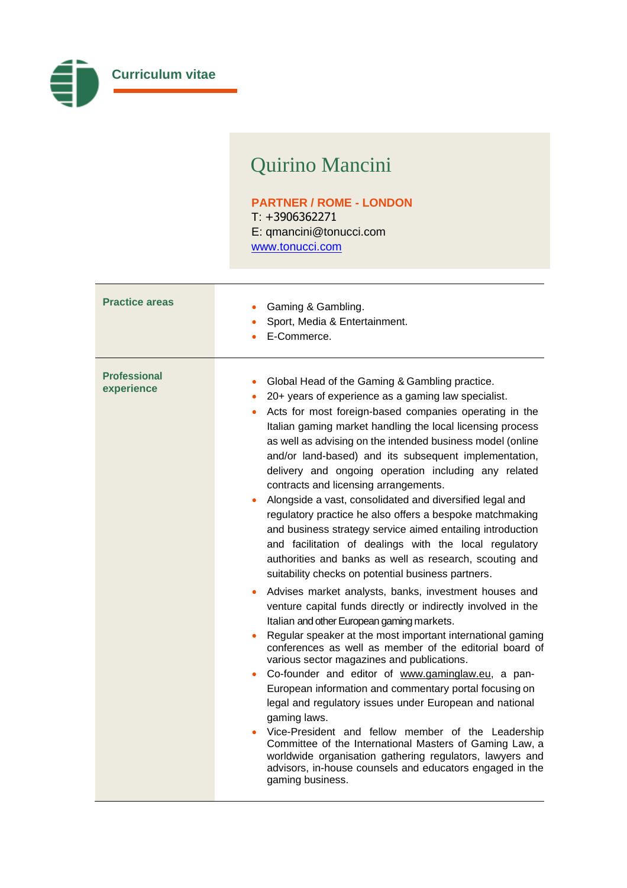**Curriculum vitae**

# Quirino Mancini

**PARTNER / ROME - LONDON**
T: +3906362271
E: qmancini@tonucci.com
[www.tonucci.com](http://www.tonucci.com)

## Practice areas

- Gaming & Gambling.
- Sport, Media & Entertainment.
- E-Commerce.

## Professional experience

- Global Head of the Gaming & Gambling practice.
- 20+ years of experience as a gaming law specialist.
- Acts for most foreign-based companies operating in the Italian gaming market handling the local licensing process as well as advising on the intended business model (online and/or land-based) and its subsequent implementation, delivery and ongoing operation including any related contracts and licensing arrangements.
- Alongside a vast, consolidated and diversified legal and regulatory practice he also offers a bespoke matchmaking and business strategy service aimed entailing introduction and facilitation of dealings with the local regulatory authorities and banks as well as research, scouting and suitability checks on potential business partners.
- Advises market analysts, banks, investment houses and venture capital funds directly or indirectly involved in the Italian and other European gaming markets.
- Regular speaker at the most important international gaming conferences as well as member of the editorial board of various sector magazines and publications.
- Co-founder and editor of [www.gaminglaw.eu](http://www.gaminglaw.eu), a pan-European information and commentary portal focusing on legal and regulatory issues under European and national gaming laws.
- Vice-President and fellow member of the Leadership Committee of the International Masters of Gaming Law, a worldwide organisation gathering regulators, lawyers and advisors, in-house counsels and educators engaged in the gaming business.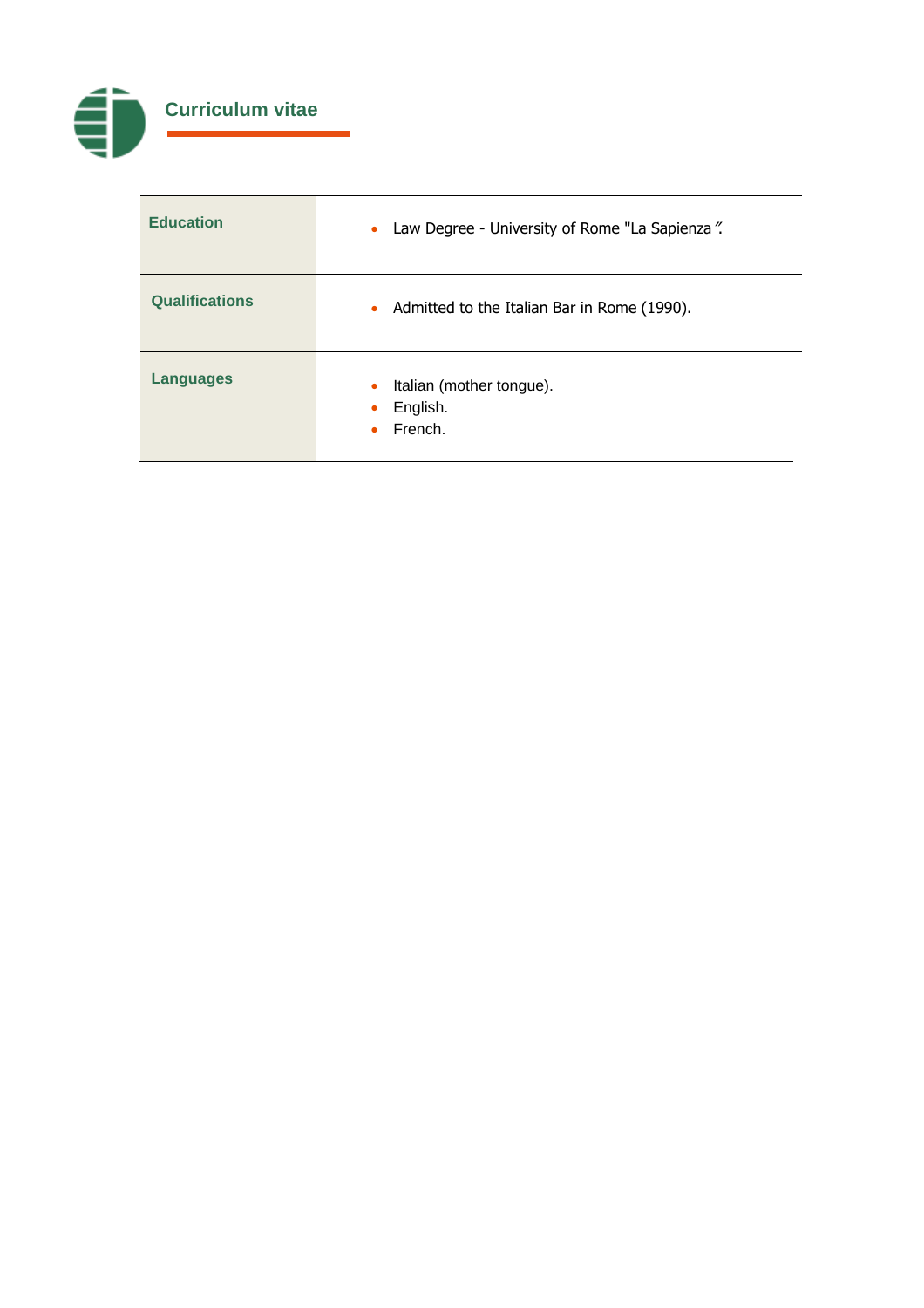## Curriculum vitae

| | |
|---|---|
| **Education** | • Law Degree - University of Rome "La Sapienza". |
| **Qualifications** | • Admitted to the Italian Bar in Rome (1990). |
| **Languages** | • Italian (mother tongue).<br>• English.<br>• French. |